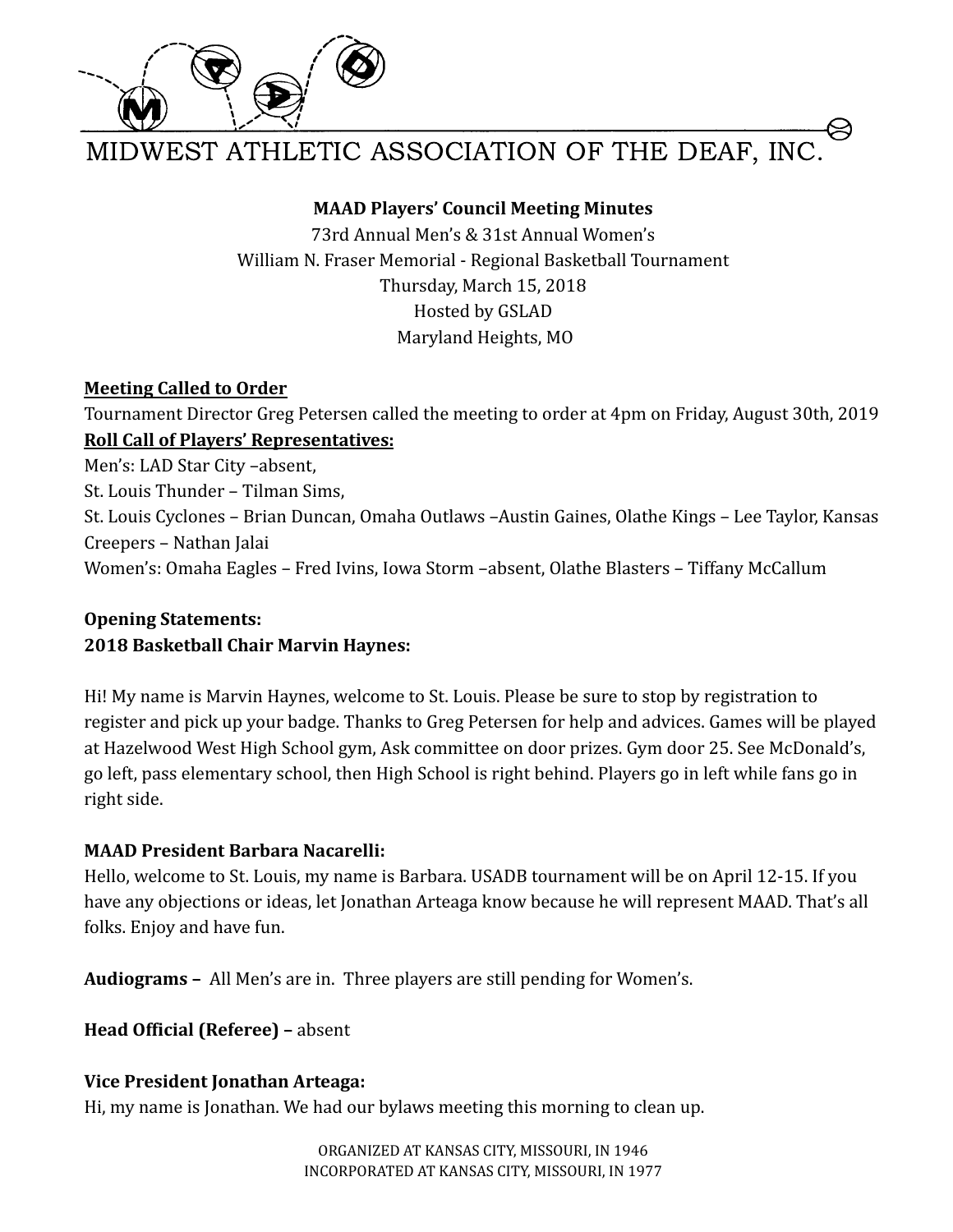# MIDWEST ATHLETIC ASSOCIATION OF THE DEAF, INC.

**MAAD Players' Council Meeting Minutes**
73rd Annual Men's & 31st Annual Women's
William N. Fraser Memorial - Regional Basketball Tournament
Thursday, March 15, 2018
Hosted by GSLAD
Maryland Heights, MO

**Meeting Called to Order**

Tournament Director Greg Petersen called the meeting to order at 4pm on Friday, August 30th, 2019

**Roll Call of Players' Representatives:**

Men's: LAD Star City –absent,
St. Louis Thunder – Tilman Sims,
St. Louis Cyclones – Brian Duncan, Omaha Outlaws –Austin Gaines, Olathe Kings – Lee Taylor, Kansas Creepers – Nathan Jalai
Women's: Omaha Eagles – Fred Ivins, Iowa Storm –absent, Olathe Blasters – Tiffany McCallum

**Opening Statements:**

**2018 Basketball Chair Marvin Haynes:**

Hi! My name is Marvin Haynes, welcome to St. Louis. Please be sure to stop by registration to register and pick up your badge. Thanks to Greg Petersen for help and advices. Games will be played at Hazelwood West High School gym, Ask committee on door prizes. Gym door 25. See McDonald's, go left, pass elementary school, then High School is right behind. Players go in left while fans go in right side.

**MAAD President Barbara Nacarelli:**

Hello, welcome to St. Louis, my name is Barbara. USADB tournament will be on April 12-15. If you have any objections or ideas, let Jonathan Arteaga know because he will represent MAAD. That's all folks. Enjoy and have fun.

**Audiograms –** All Men's are in. Three players are still pending for Women's.

**Head Official (Referee) –** absent

**Vice President Jonathan Arteaga:**

Hi, my name is Jonathan. We had our bylaws meeting this morning to clean up.

ORGANIZED AT KANSAS CITY, MISSOURI, IN 1946
INCORPORATED AT KANSAS CITY, MISSOURI, IN 1977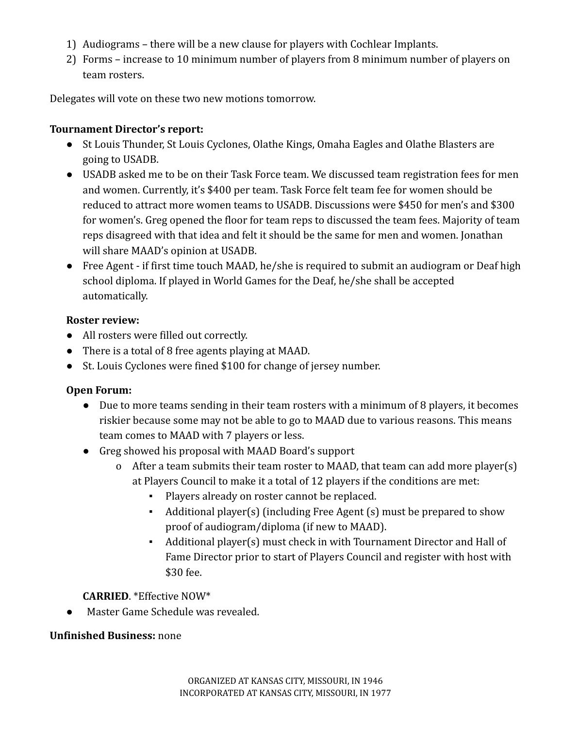1) Audiograms – there will be a new clause for players with Cochlear Implants.
2) Forms – increase to 10 minimum number of players from 8 minimum number of players on team rosters.

Delegates will vote on these two new motions tomorrow.

**Tournament Director's report:**

- St Louis Thunder, St Louis Cyclones, Olathe Kings, Omaha Eagles and Olathe Blasters are going to USADB.
- USADB asked me to be on their Task Force team. We discussed team registration fees for men and women. Currently, it's $400 per team. Task Force felt team fee for women should be reduced to attract more women teams to USADB. Discussions were $450 for men's and $300 for women's. Greg opened the floor for team reps to discussed the team fees. Majority of team reps disagreed with that idea and felt it should be the same for men and women. Jonathan will share MAAD's opinion at USADB.
- Free Agent - if first time touch MAAD, he/she is required to submit an audiogram or Deaf high school diploma. If played in World Games for the Deaf, he/she shall be accepted automatically.

**Roster review:**

- All rosters were filled out correctly.
- There is a total of 8 free agents playing at MAAD.
- St. Louis Cyclones were fined $100 for change of jersey number.

**Open Forum:**

- Due to more teams sending in their team rosters with a minimum of 8 players, it becomes riskier because some may not be able to go to MAAD due to various reasons. This means team comes to MAAD with 7 players or less.
- Greg showed his proposal with MAAD Board's support
  - After a team submits their team roster to MAAD, that team can add more player(s) at Players Council to make it a total of 12 players if the conditions are met:
    - Players already on roster cannot be replaced.
    - Additional player(s) (including Free Agent (s) must be prepared to show proof of audiogram/diploma (if new to MAAD).
    - Additional player(s) must check in with Tournament Director and Hall of Fame Director prior to start of Players Council and register with host with $30 fee.

**CARRIED**. *Effective NOW*

- Master Game Schedule was revealed.

**Unfinished Business:** none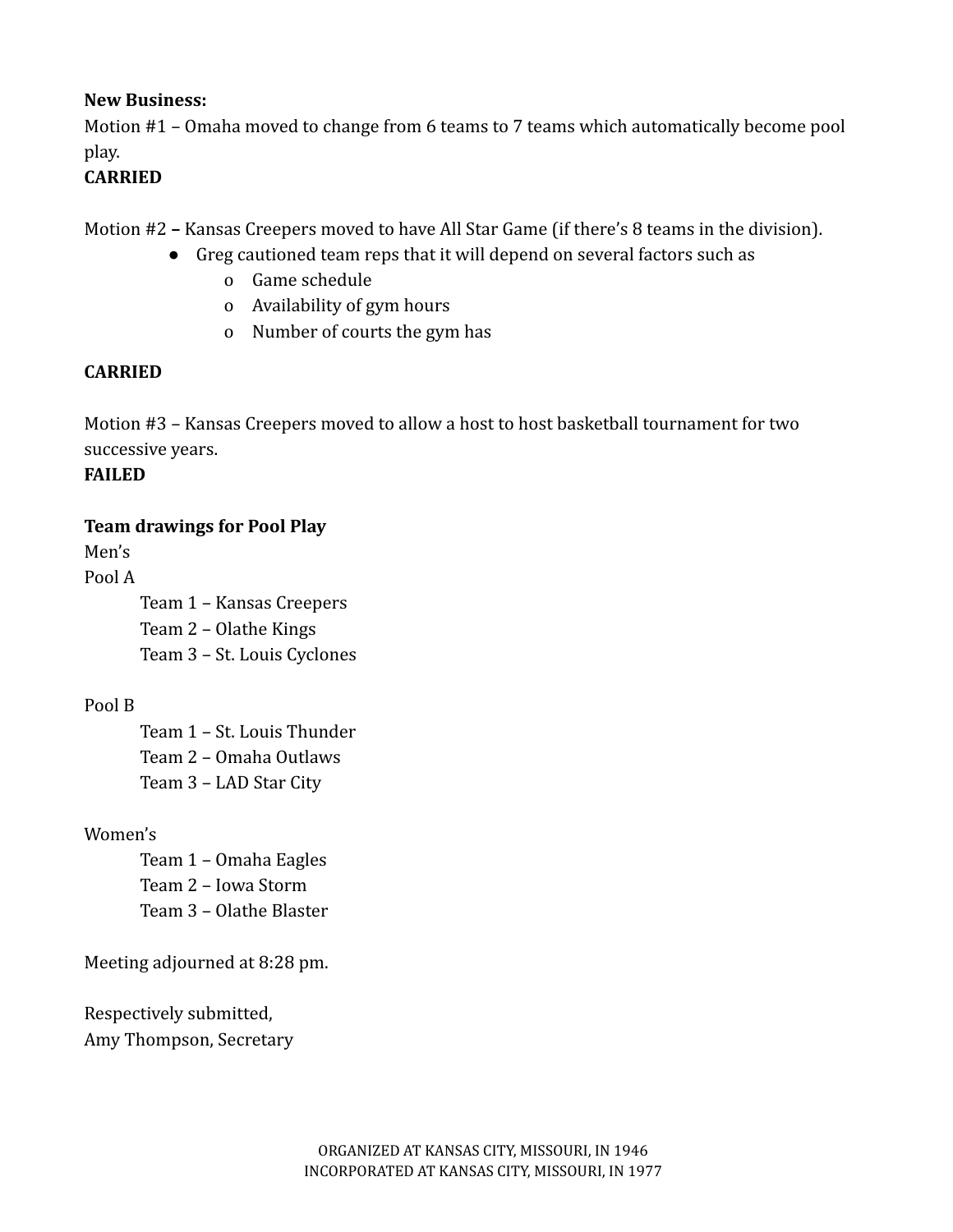**New Business:**

Motion #1 – Omaha moved to change from 6 teams to 7 teams which automatically become pool play.

**CARRIED**

Motion #2 – Kansas Creepers moved to have All Star Game (if there's 8 teams in the division).

- Greg cautioned team reps that it will depend on several factors such as
  - Game schedule
  - Availability of gym hours
  - Number of courts the gym has

**CARRIED**

Motion #3 – Kansas Creepers moved to allow a host to host basketball tournament for two successive years.

**FAILED**

**Team drawings for Pool Play**

Men's

Pool A

Team 1 – Kansas Creepers
Team 2 – Olathe Kings
Team 3 – St. Louis Cyclones

Pool B

Team 1 – St. Louis Thunder
Team 2 – Omaha Outlaws
Team 3 – LAD Star City

Women's

Team 1 – Omaha Eagles
Team 2 – Iowa Storm
Team 3 – Olathe Blaster

Meeting adjourned at 8:28 pm.

Respectively submitted,
Amy Thompson, Secretary